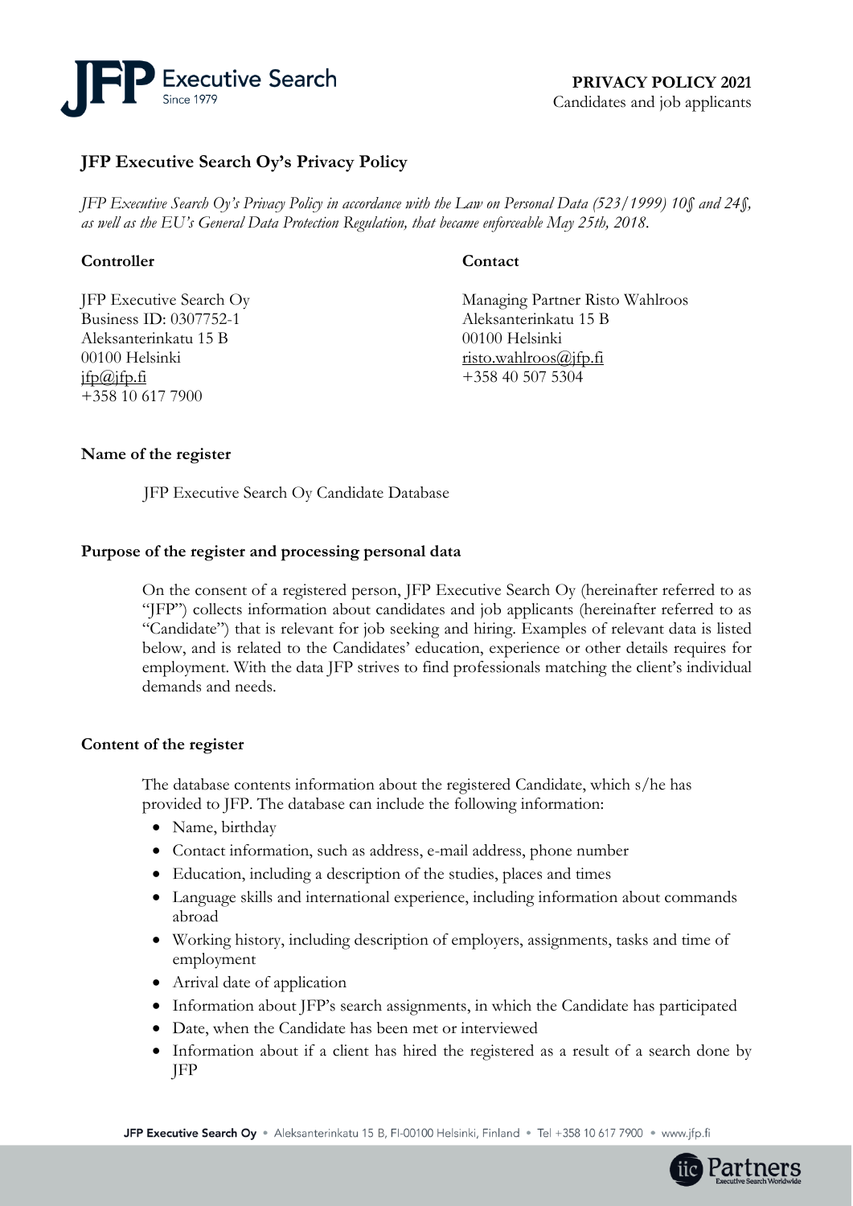**PRIVACY POLICY 2021**
Candidates and job applicants

## JFP Executive Search Oy's Privacy Policy

*JFP Executive Search Oy's Privacy Policy in accordance with the Law on Personal Data (523/1999) 10§ and 24§, as well as the EU's General Data Protection Regulation, that became enforceable May 25th, 2018.*

**Controller**

JFP Executive Search Oy
Business ID: 0307752-1
Aleksanterinkatu 15 B
00100 Helsinki
jfp@jfp.fi
+358 10 617 7900

**Contact**

Managing Partner Risto Wahlroos
Aleksanterinkatu 15 B
00100 Helsinki
risto.wahlroos@jfp.fi
+358 40 507 5304

**Name of the register**

JFP Executive Search Oy Candidate Database

**Purpose of the register and processing personal data**

On the consent of a registered person, JFP Executive Search Oy (hereinafter referred to as "JFP") collects information about candidates and job applicants (hereinafter referred to as "Candidate") that is relevant for job seeking and hiring. Examples of relevant data is listed below, and is related to the Candidates' education, experience or other details requires for employment. With the data JFP strives to find professionals matching the client's individual demands and needs.

**Content of the register**

The database contents information about the registered Candidate, which s/he has provided to JFP. The database can include the following information:

- Name, birthday
- Contact information, such as address, e-mail address, phone number
- Education, including a description of the studies, places and times
- Language skills and international experience, including information about commands abroad
- Working history, including description of employers, assignments, tasks and time of employment
- Arrival date of application
- Information about JFP's search assignments, in which the Candidate has participated
- Date, when the Candidate has been met or interviewed
- Information about if a client has hired the registered as a result of a search done by JFP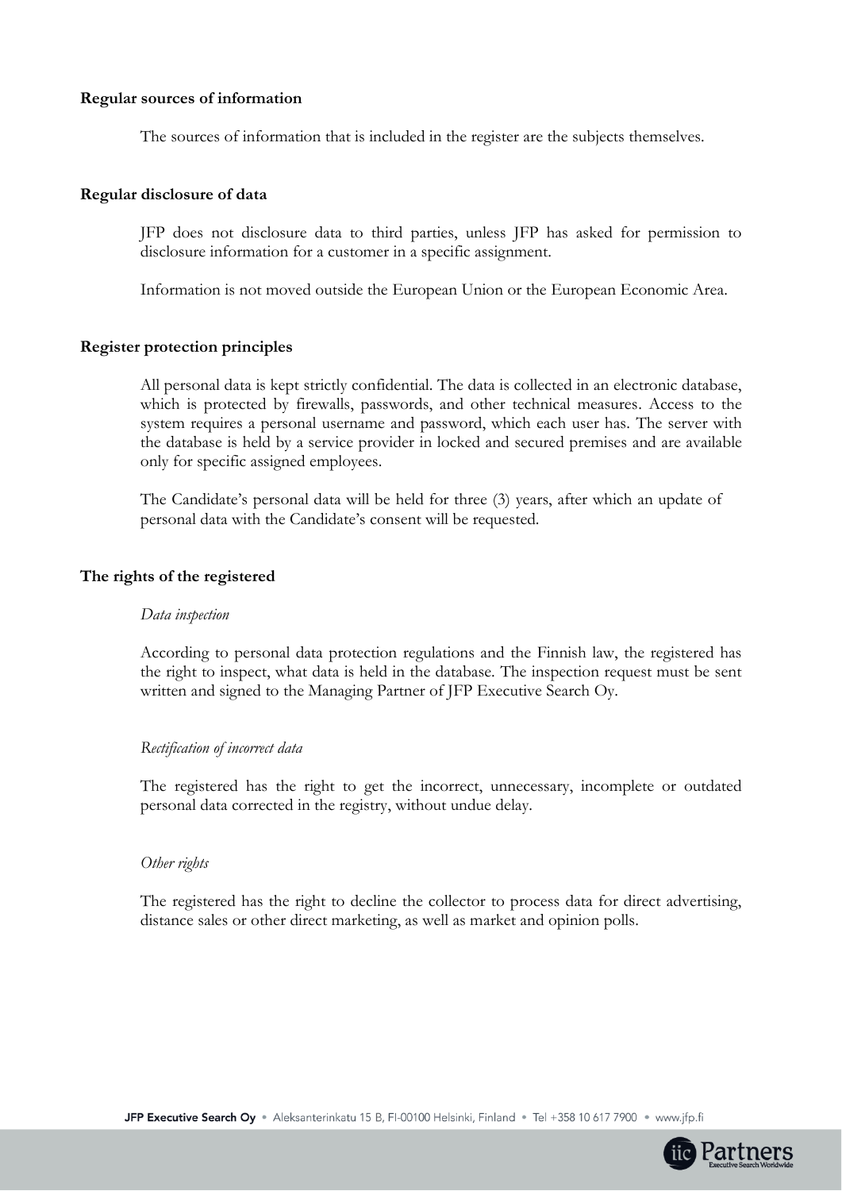**Regular sources of information**

The sources of information that is included in the register are the subjects themselves.

**Regular disclosure of data**

JFP does not disclosure data to third parties, unless JFP has asked for permission to disclosure information for a customer in a specific assignment.

Information is not moved outside the European Union or the European Economic Area.

**Register protection principles**

All personal data is kept strictly confidential. The data is collected in an electronic database, which is protected by firewalls, passwords, and other technical measures. Access to the system requires a personal username and password, which each user has. The server with the database is held by a service provider in locked and secured premises and are available only for specific assigned employees.

The Candidate's personal data will be held for three (3) years, after which an update of personal data with the Candidate's consent will be requested.

**The rights of the registered**

*Data inspection*

According to personal data protection regulations and the Finnish law, the registered has the right to inspect, what data is held in the database. The inspection request must be sent written and signed to the Managing Partner of JFP Executive Search Oy.

*Rectification of incorrect data*

The registered has the right to get the incorrect, unnecessary, incomplete or outdated personal data corrected in the registry, without undue delay.

*Other rights*

The registered has the right to decline the collector to process data for direct advertising, distance sales or other direct marketing, as well as market and opinion polls.